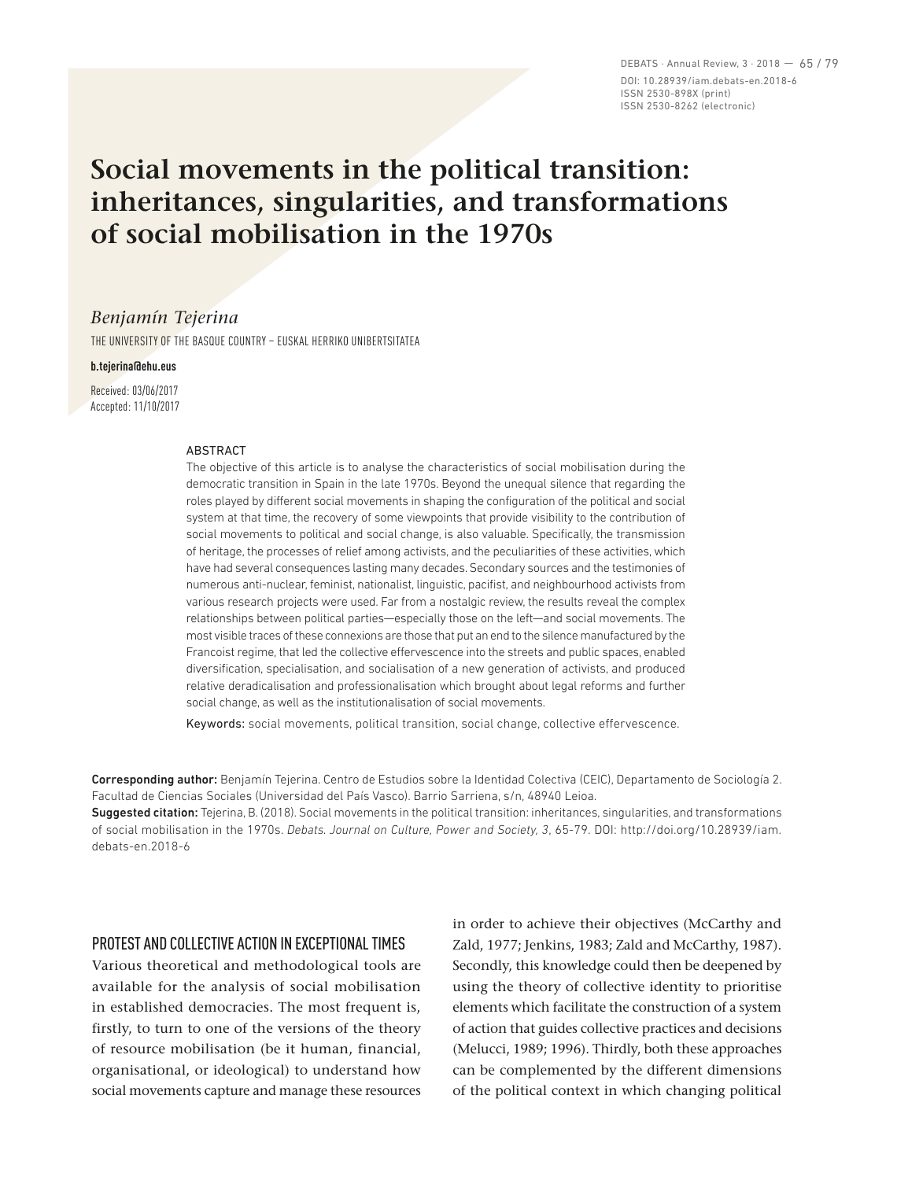# Social movements in the political transition: inheritances, singularities, and transformations of social mobilisation in the 1970s

*Benjamín Tejerina*

THE UNIVERSITY OF THE BASQUE COUNTRY – EUSKAL HERRIKO UNIBERTSITATEA

**b.tejerina@ehu.eus**

Received: 03/06/2017
Accepted: 11/10/2017

ABSTRACT

The objective of this article is to analyse the characteristics of social mobilisation during the democratic transition in Spain in the late 1970s. Beyond the unequal silence that regarding the roles played by different social movements in shaping the configuration of the political and social system at that time, the recovery of some viewpoints that provide visibility to the contribution of social movements to political and social change, is also valuable. Specifically, the transmission of heritage, the processes of relief among activists, and the peculiarities of these activities, which have had several consequences lasting many decades. Secondary sources and the testimonies of numerous anti-nuclear, feminist, nationalist, linguistic, pacifist, and neighbourhood activists from various research projects were used. Far from a nostalgic review, the results reveal the complex relationships between political parties—especially those on the left—and social movements. The most visible traces of these connexions are those that put an end to the silence manufactured by the Francoist regime, that led the collective effervescence into the streets and public spaces, enabled diversification, specialisation, and socialisation of a new generation of activists, and produced relative deradicalisation and professionalisation which brought about legal reforms and further social change, as well as the institutionalisation of social movements.

Keywords: social movements, political transition, social change, collective effervescence.

**Corresponding author:** Benjamín Tejerina. Centro de Estudios sobre la Identidad Colectiva (CEIC), Departamento de Sociología 2. Facultad de Ciencias Sociales (Universidad del País Vasco). Barrio Sarriena, s/n, 48940 Leioa.

**Suggested citation:** Tejerina, B. (2018). Social movements in the political transition: inheritances, singularities, and transformations of social mobilisation in the 1970s. *Debats. Journal on Culture, Power and Society, 3*, 65-79. DOI: http://doi.org/10.28939/iam.debats-en.2018-6

## PROTEST AND COLLECTIVE ACTION IN EXCEPTIONAL TIMES

Various theoretical and methodological tools are available for the analysis of social mobilisation in established democracies. The most frequent is, firstly, to turn to one of the versions of the theory of resource mobilisation (be it human, financial, organisational, or ideological) to understand how social movements capture and manage these resources in order to achieve their objectives (McCarthy and Zald, 1977; Jenkins, 1983; Zald and McCarthy, 1987). Secondly, this knowledge could then be deepened by using the theory of collective identity to prioritise elements which facilitate the construction of a system of action that guides collective practices and decisions (Melucci, 1989; 1996). Thirdly, both these approaches can be complemented by the different dimensions of the political context in which changing political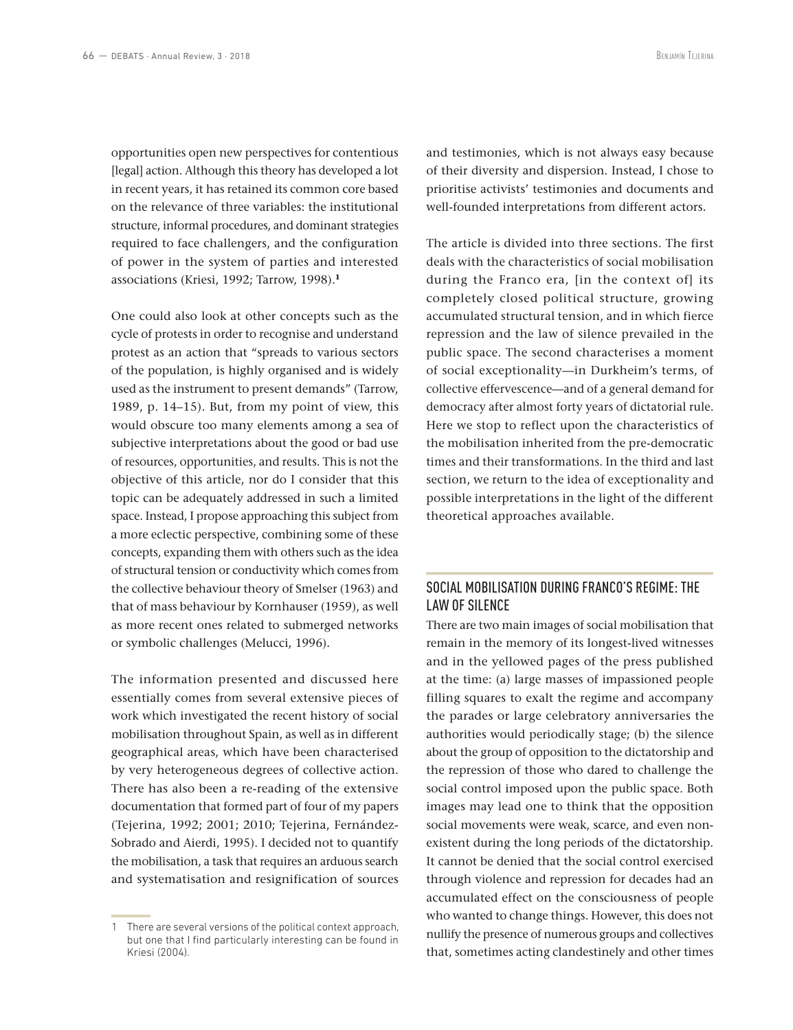opportunities open new perspectives for contentious [legal] action. Although this theory has developed a lot in recent years, it has retained its common core based on the relevance of three variables: the institutional structure, informal procedures, and dominant strategies required to face challengers, and the configuration of power in the system of parties and interested associations (Kriesi, 1992; Tarrow, 1998).[1]

One could also look at other concepts such as the cycle of protests in order to recognise and understand protest as an action that "spreads to various sectors of the population, is highly organised and is widely used as the instrument to present demands" (Tarrow, 1989, p. 14–15). But, from my point of view, this would obscure too many elements among a sea of subjective interpretations about the good or bad use of resources, opportunities, and results. This is not the objective of this article, nor do I consider that this topic can be adequately addressed in such a limited space. Instead, I propose approaching this subject from a more eclectic perspective, combining some of these concepts, expanding them with others such as the idea of structural tension or conductivity which comes from the collective behaviour theory of Smelser (1963) and that of mass behaviour by Kornhauser (1959), as well as more recent ones related to submerged networks or symbolic challenges (Melucci, 1996).

The information presented and discussed here essentially comes from several extensive pieces of work which investigated the recent history of social mobilisation throughout Spain, as well as in different geographical areas, which have been characterised by very heterogeneous degrees of collective action. There has also been a re-reading of the extensive documentation that formed part of four of my papers (Tejerina, 1992; 2001; 2010; Tejerina, Fernández-Sobrado and Aierdi, 1995). I decided not to quantify the mobilisation, a task that requires an arduous search and systematisation and resignification of sources and testimonies, which is not always easy because of their diversity and dispersion. Instead, I chose to prioritise activists' testimonies and documents and well-founded interpretations from different actors.

The article is divided into three sections. The first deals with the characteristics of social mobilisation during the Franco era, [in the context of] its completely closed political structure, growing accumulated structural tension, and in which fierce repression and the law of silence prevailed in the public space. The second characterises a moment of social exceptionality—in Durkheim's terms, of collective effervescence—and of a general demand for democracy after almost forty years of dictatorial rule. Here we stop to reflect upon the characteristics of the mobilisation inherited from the pre-democratic times and their transformations. In the third and last section, we return to the idea of exceptionality and possible interpretations in the light of the different theoretical approaches available.

## SOCIAL MOBILISATION DURING FRANCO'S REGIME: THE LAW OF SILENCE

There are two main images of social mobilisation that remain in the memory of its longest-lived witnesses and in the yellowed pages of the press published at the time: (a) large masses of impassioned people filling squares to exalt the regime and accompany the parades or large celebratory anniversaries the authorities would periodically stage; (b) the silence about the group of opposition to the dictatorship and the repression of those who dared to challenge the social control imposed upon the public space. Both images may lead one to think that the opposition social movements were weak, scarce, and even non-existent during the long periods of the dictatorship. It cannot be denied that the social control exercised through violence and repression for decades had an accumulated effect on the consciousness of people who wanted to change things. However, this does not nullify the presence of numerous groups and collectives that, sometimes acting clandestinely and other times

---

1 There are several versions of the political context approach, but one that I find particularly interesting can be found in Kriesi (2004).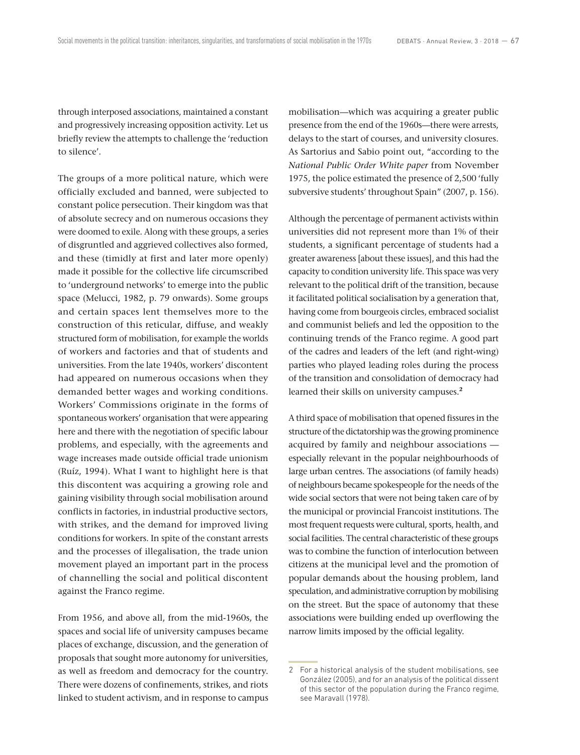through interposed associations, maintained a constant and progressively increasing opposition activity. Let us briefly review the attempts to challenge the 'reduction to silence'.

The groups of a more political nature, which were officially excluded and banned, were subjected to constant police persecution. Their kingdom was that of absolute secrecy and on numerous occasions they were doomed to exile. Along with these groups, a series of disgruntled and aggrieved collectives also formed, and these (timidly at first and later more openly) made it possible for the collective life circumscribed to 'underground networks' to emerge into the public space (Melucci, 1982, p. 79 onwards). Some groups and certain spaces lent themselves more to the construction of this reticular, diffuse, and weakly structured form of mobilisation, for example the worlds of workers and factories and that of students and universities. From the late 1940s, workers' discontent had appeared on numerous occasions when they demanded better wages and working conditions. Workers' Commissions originate in the forms of spontaneous workers' organisation that were appearing here and there with the negotiation of specific labour problems, and especially, with the agreements and wage increases made outside official trade unionism (Ruíz, 1994). What I want to highlight here is that this discontent was acquiring a growing role and gaining visibility through social mobilisation around conflicts in factories, in industrial productive sectors, with strikes, and the demand for improved living conditions for workers. In spite of the constant arrests and the processes of illegalisation, the trade union movement played an important part in the process of channelling the social and political discontent against the Franco regime.

From 1956, and above all, from the mid-1960s, the spaces and social life of university campuses became places of exchange, discussion, and the generation of proposals that sought more autonomy for universities, as well as freedom and democracy for the country. There were dozens of confinements, strikes, and riots linked to student activism, and in response to campus mobilisation—which was acquiring a greater public presence from the end of the 1960s—there were arrests, delays to the start of courses, and university closures. As Sartorius and Sabio point out, "according to the *National Public Order White paper* from November 1975, the police estimated the presence of 2,500 'fully subversive students' throughout Spain" (2007, p. 156).

Although the percentage of permanent activists within universities did not represent more than 1% of their students, a significant percentage of students had a greater awareness [about these issues], and this had the capacity to condition university life. This space was very relevant to the political drift of the transition, because it facilitated political socialisation by a generation that, having come from bourgeois circles, embraced socialist and communist beliefs and led the opposition to the continuing trends of the Franco regime. A good part of the cadres and leaders of the left (and right-wing) parties who played leading roles during the process of the transition and consolidation of democracy had learned their skills on university campuses.[2]

A third space of mobilisation that opened fissures in the structure of the dictatorship was the growing prominence acquired by family and neighbour associations — especially relevant in the popular neighbourhoods of large urban centres. The associations (of family heads) of neighbours became spokespeople for the needs of the wide social sectors that were not being taken care of by the municipal or provincial Francoist institutions. The most frequent requests were cultural, sports, health, and social facilities. The central characteristic of these groups was to combine the function of interlocution between citizens at the municipal level and the promotion of popular demands about the housing problem, land speculation, and administrative corruption by mobilising on the street. But the space of autonomy that these associations were building ended up overflowing the narrow limits imposed by the official legality.

2 For a historical analysis of the student mobilisations, see González (2005), and for an analysis of the political dissent of this sector of the population during the Franco regime, see Maravall (1978).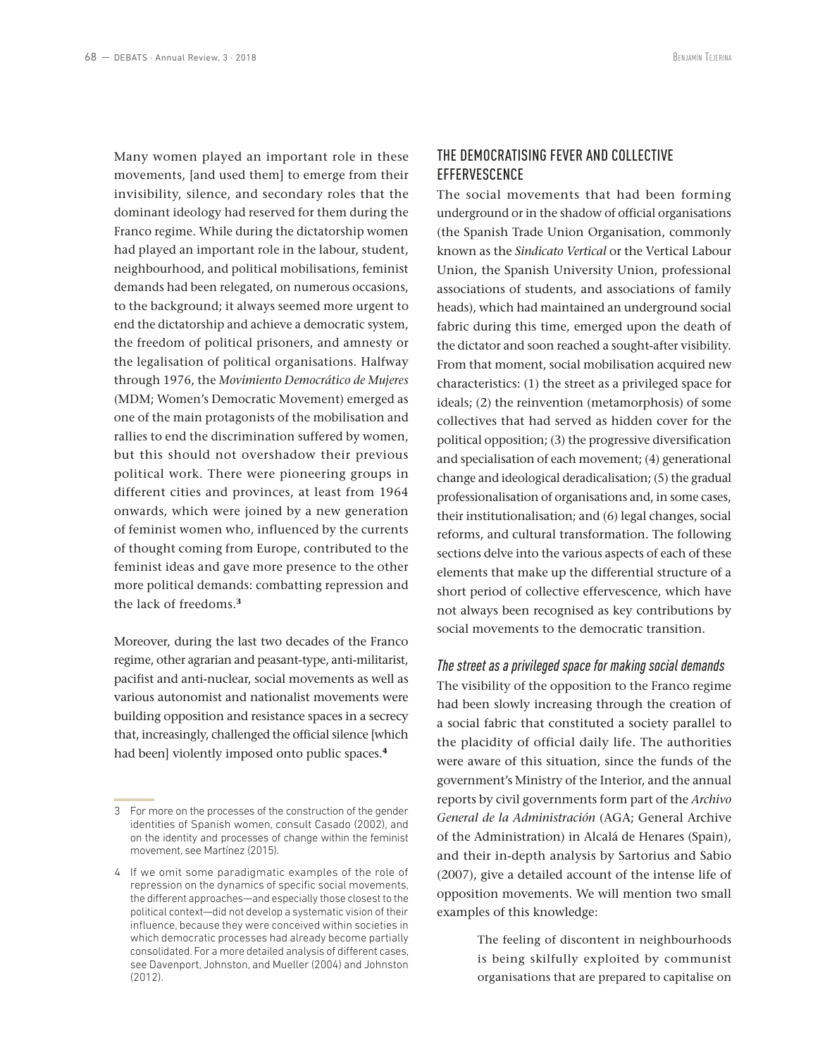Many women played an important role in these movements, [and used them] to emerge from their invisibility, silence, and secondary roles that the dominant ideology had reserved for them during the Franco regime. While during the dictatorship women had played an important role in the labour, student, neighbourhood, and political mobilisations, feminist demands had been relegated, on numerous occasions, to the background; it always seemed more urgent to end the dictatorship and achieve a democratic system, the freedom of political prisoners, and amnesty or the legalisation of political organisations. Halfway through 1976, the *Movimiento Democrático de Mujeres* (MDM; Women's Democratic Movement) emerged as one of the main protagonists of the mobilisation and rallies to end the discrimination suffered by women, but this should not overshadow their previous political work. There were pioneering groups in different cities and provinces, at least from 1964 onwards, which were joined by a new generation of feminist women who, influenced by the currents of thought coming from Europe, contributed to the feminist ideas and gave more presence to the other more political demands: combatting repression and the lack of freedoms.[3]

Moreover, during the last two decades of the Franco regime, other agrarian and peasant-type, anti-militarist, pacifist and anti-nuclear, social movements as well as various autonomist and nationalist movements were building opposition and resistance spaces in a secrecy that, increasingly, challenged the official silence [which had been] violently imposed onto public spaces.[4]

## THE DEMOCRATISING FEVER AND COLLECTIVE EFFERVESCENCE

The social movements that had been forming underground or in the shadow of official organisations (the Spanish Trade Union Organisation, commonly known as the *Sindicato Vertical* or the Vertical Labour Union, the Spanish University Union, professional associations of students, and associations of family heads), which had maintained an underground social fabric during this time, emerged upon the death of the dictator and soon reached a sought-after visibility. From that moment, social mobilisation acquired new characteristics: (1) the street as a privileged space for ideals; (2) the reinvention (metamorphosis) of some collectives that had served as hidden cover for the political opposition; (3) the progressive diversification and specialisation of each movement; (4) generational change and ideological deradicalisation; (5) the gradual professionalisation of organisations and, in some cases, their institutionalisation; and (6) legal changes, social reforms, and cultural transformation. The following sections delve into the various aspects of each of these elements that make up the differential structure of a short period of collective effervescence, which have not always been recognised as key contributions by social movements to the democratic transition.

### *The street as a privileged space for making social demands*

The visibility of the opposition to the Franco regime had been slowly increasing through the creation of a social fabric that constituted a society parallel to the placidity of official daily life. The authorities were aware of this situation, since the funds of the government's Ministry of the Interior, and the annual reports by civil governments form part of the *Archivo General de la Administración* (AGA; General Archive of the Administration) in Alcalá de Henares (Spain), and their in-depth analysis by Sartorius and Sabio (2007), give a detailed account of the intense life of opposition movements. We will mention two small examples of this knowledge:

> The feeling of discontent in neighbourhoods is being skilfully exploited by communist organisations that are prepared to capitalise on

---

3 For more on the processes of the construction of the gender identities of Spanish women, consult Casado (2002), and on the identity and processes of change within the feminist movement, see Martínez (2015).

4 If we omit some paradigmatic examples of the role of repression on the dynamics of specific social movements, the different approaches—and especially those closest to the political context—did not develop a systematic vision of their influence, because they were conceived within societies in which democratic processes had already become partially consolidated. For a more detailed analysis of different cases, see Davenport, Johnston, and Mueller (2004) and Johnston (2012).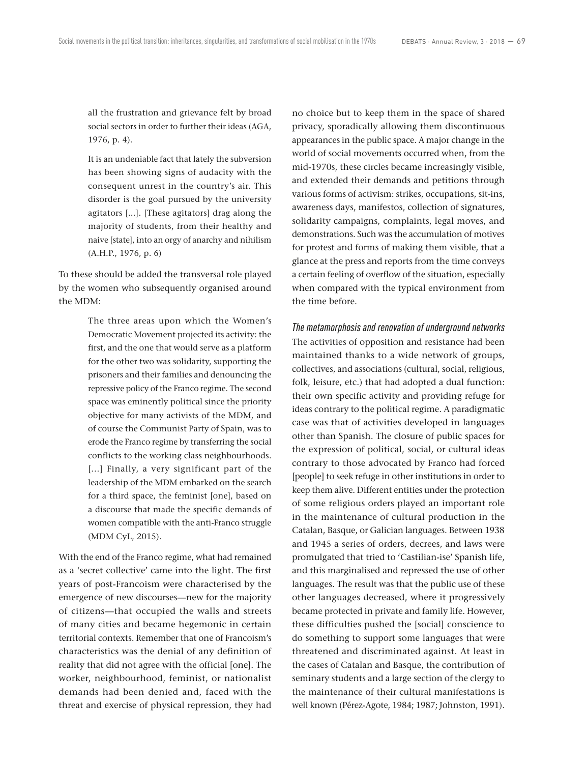> all the frustration and grievance felt by broad social sectors in order to further their ideas (AGA, 1976, p. 4).
>
> It is an undeniable fact that lately the subversion has been showing signs of audacity with the consequent unrest in the country's air. This disorder is the goal pursued by the university agitators [...]. [These agitators] drag along the majority of students, from their healthy and naive [state], into an orgy of anarchy and nihilism (A.H.P., 1976, p. 6)

To these should be added the transversal role played by the women who subsequently organised around the MDM:

> The three areas upon which the Women's Democratic Movement projected its activity: the first, and the one that would serve as a platform for the other two was solidarity, supporting the prisoners and their families and denouncing the repressive policy of the Franco regime. The second space was eminently political since the priority objective for many activists of the MDM, and of course the Communist Party of Spain, was to erode the Franco regime by transferring the social conflicts to the working class neighbourhoods. [...] Finally, a very significant part of the leadership of the MDM embarked on the search for a third space, the feminist [one], based on a discourse that made the specific demands of women compatible with the anti-Franco struggle (MDM CyL, 2015).

With the end of the Franco regime, what had remained as a 'secret collective' came into the light. The first years of post-Francoism were characterised by the emergence of new discourses—new for the majority of citizens—that occupied the walls and streets of many cities and became hegemonic in certain territorial contexts. Remember that one of Francoism's characteristics was the denial of any definition of reality that did not agree with the official [one]. The worker, neighbourhood, feminist, or nationalist demands had been denied and, faced with the threat and exercise of physical repression, they had no choice but to keep them in the space of shared privacy, sporadically allowing them discontinuous appearances in the public space. A major change in the world of social movements occurred when, from the mid-1970s, these circles became increasingly visible, and extended their demands and petitions through various forms of activism: strikes, occupations, sit-ins, awareness days, manifestos, collection of signatures, solidarity campaigns, complaints, legal moves, and demonstrations. Such was the accumulation of motives for protest and forms of making them visible, that a glance at the press and reports from the time conveys a certain feeling of overflow of the situation, especially when compared with the typical environment from the time before.

### *The metamorphosis and renovation of underground networks*

The activities of opposition and resistance had been maintained thanks to a wide network of groups, collectives, and associations (cultural, social, religious, folk, leisure, etc.) that had adopted a dual function: their own specific activity and providing refuge for ideas contrary to the political regime. A paradigmatic case was that of activities developed in languages other than Spanish. The closure of public spaces for the expression of political, social, or cultural ideas contrary to those advocated by Franco had forced [people] to seek refuge in other institutions in order to keep them alive. Different entities under the protection of some religious orders played an important role in the maintenance of cultural production in the Catalan, Basque, or Galician languages. Between 1938 and 1945 a series of orders, decrees, and laws were promulgated that tried to 'Castilian-ise' Spanish life, and this marginalised and repressed the use of other languages. The result was that the public use of these other languages decreased, where it progressively became protected in private and family life. However, these difficulties pushed the [social] conscience to do something to support some languages that were threatened and discriminated against. At least in the cases of Catalan and Basque, the contribution of seminary students and a large section of the clergy to the maintenance of their cultural manifestations is well known (Pérez-Agote, 1984; 1987; Johnston, 1991).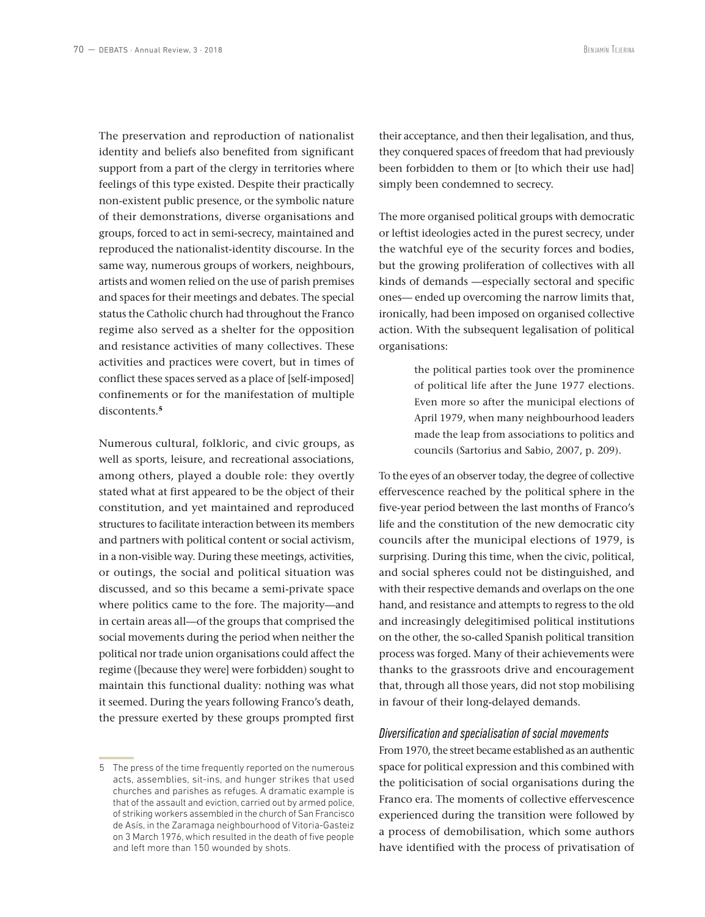The preservation and reproduction of nationalist identity and beliefs also benefited from significant support from a part of the clergy in territories where feelings of this type existed. Despite their practically non-existent public presence, or the symbolic nature of their demonstrations, diverse organisations and groups, forced to act in semi-secrecy, maintained and reproduced the nationalist-identity discourse. In the same way, numerous groups of workers, neighbours, artists and women relied on the use of parish premises and spaces for their meetings and debates. The special status the Catholic church had throughout the Franco regime also served as a shelter for the opposition and resistance activities of many collectives. These activities and practices were covert, but in times of conflict these spaces served as a place of [self-imposed] confinements or for the manifestation of multiple discontents.[5]

Numerous cultural, folkloric, and civic groups, as well as sports, leisure, and recreational associations, among others, played a double role: they overtly stated what at first appeared to be the object of their constitution, and yet maintained and reproduced structures to facilitate interaction between its members and partners with political content or social activism, in a non-visible way. During these meetings, activities, or outings, the social and political situation was discussed, and so this became a semi-private space where politics came to the fore. The majority—and in certain areas all—of the groups that comprised the social movements during the period when neither the political nor trade union organisations could affect the regime ([because they were] were forbidden) sought to maintain this functional duality: nothing was what it seemed. During the years following Franco's death, the pressure exerted by these groups prompted first their acceptance, and then their legalisation, and thus, they conquered spaces of freedom that had previously been forbidden to them or [to which their use had] simply been condemned to secrecy.

The more organised political groups with democratic or leftist ideologies acted in the purest secrecy, under the watchful eye of the security forces and bodies, but the growing proliferation of collectives with all kinds of demands —especially sectoral and specific ones— ended up overcoming the narrow limits that, ironically, had been imposed on organised collective action. With the subsequent legalisation of political organisations:

> the political parties took over the prominence of political life after the June 1977 elections. Even more so after the municipal elections of April 1979, when many neighbourhood leaders made the leap from associations to politics and councils (Sartorius and Sabio, 2007, p. 209).

To the eyes of an observer today, the degree of collective effervescence reached by the political sphere in the five-year period between the last months of Franco's life and the constitution of the new democratic city councils after the municipal elections of 1979, is surprising. During this time, when the civic, political, and social spheres could not be distinguished, and with their respective demands and overlaps on the one hand, and resistance and attempts to regress to the old and increasingly delegitimised political institutions on the other, the so-called Spanish political transition process was forged. Many of their achievements were thanks to the grassroots drive and encouragement that, through all those years, did not stop mobilising in favour of their long-delayed demands.

### *Diversification and specialisation of social movements*

From 1970, the street became established as an authentic space for political expression and this combined with the politicisation of social organisations during the Franco era. The moments of collective effervescence experienced during the transition were followed by a process of demobilisation, which some authors have identified with the process of privatisation of

---

5 The press of the time frequently reported on the numerous acts, assemblies, sit-ins, and hunger strikes that used churches and parishes as refuges. A dramatic example is that of the assault and eviction, carried out by armed police, of striking workers assembled in the church of San Francisco de Asís, in the Zaramaga neighbourhood of Vitoria-Gasteiz on 3 March 1976, which resulted in the death of five people and left more than 150 wounded by shots.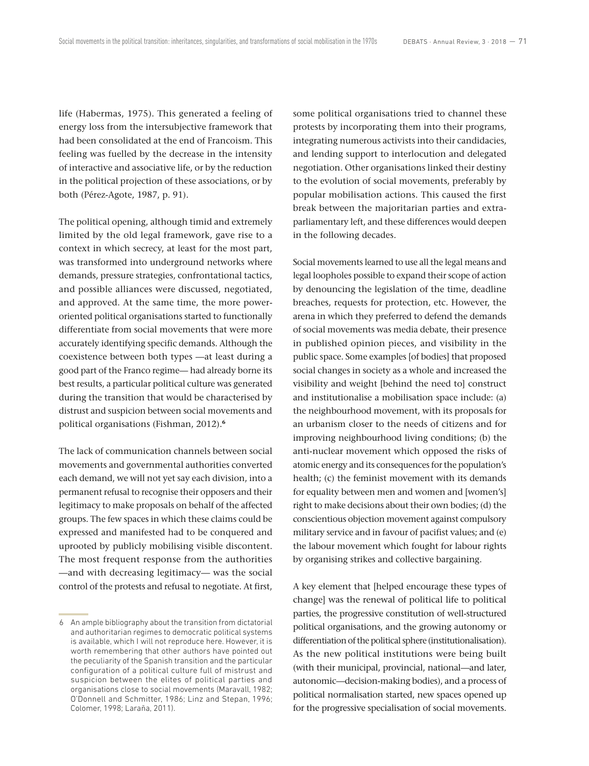life (Habermas, 1975). This generated a feeling of energy loss from the intersubjective framework that had been consolidated at the end of Francoism. This feeling was fuelled by the decrease in the intensity of interactive and associative life, or by the reduction in the political projection of these associations, or by both (Pérez-Agote, 1987, p. 91).

The political opening, although timid and extremely limited by the old legal framework, gave rise to a context in which secrecy, at least for the most part, was transformed into underground networks where demands, pressure strategies, confrontational tactics, and possible alliances were discussed, negotiated, and approved. At the same time, the more power-oriented political organisations started to functionally differentiate from social movements that were more accurately identifying specific demands. Although the coexistence between both types —at least during a good part of the Franco regime— had already borne its best results, a particular political culture was generated during the transition that would be characterised by distrust and suspicion between social movements and political organisations (Fishman, 2012).[6]

The lack of communication channels between social movements and governmental authorities converted each demand, we will not yet say each division, into a permanent refusal to recognise their opposers and their legitimacy to make proposals on behalf of the affected groups. The few spaces in which these claims could be expressed and manifested had to be conquered and uprooted by publicly mobilising visible discontent. The most frequent response from the authorities —and with decreasing legitimacy— was the social control of the protests and refusal to negotiate. At first, some political organisations tried to channel these protests by incorporating them into their programs, integrating numerous activists into their candidacies, and lending support to interlocution and delegated negotiation. Other organisations linked their destiny to the evolution of social movements, preferably by popular mobilisation actions. This caused the first break between the majoritarian parties and extra-parliamentary left, and these differences would deepen in the following decades.

Social movements learned to use all the legal means and legal loopholes possible to expand their scope of action by denouncing the legislation of the time, deadline breaches, requests for protection, etc. However, the arena in which they preferred to defend the demands of social movements was media debate, their presence in published opinion pieces, and visibility in the public space. Some examples [of bodies] that proposed social changes in society as a whole and increased the visibility and weight [behind the need to] construct and institutionalise a mobilisation space include: (a) the neighbourhood movement, with its proposals for an urbanism closer to the needs of citizens and for improving neighbourhood living conditions; (b) the anti-nuclear movement which opposed the risks of atomic energy and its consequences for the population's health; (c) the feminist movement with its demands for equality between men and women and [women's] right to make decisions about their own bodies; (d) the conscientious objection movement against compulsory military service and in favour of pacifist values; and (e) the labour movement which fought for labour rights by organising strikes and collective bargaining.

A key element that [helped encourage these types of change] was the renewal of political life to political parties, the progressive constitution of well-structured political organisations, and the growing autonomy or differentiation of the political sphere (institutionalisation). As the new political institutions were being built (with their municipal, provincial, national—and later, autonomic—decision-making bodies), and a process of political normalisation started, new spaces opened up for the progressive specialisation of social movements.

6 An ample bibliography about the transition from dictatorial and authoritarian regimes to democratic political systems is available, which I will not reproduce here. However, it is worth remembering that other authors have pointed out the peculiarity of the Spanish transition and the particular configuration of a political culture full of mistrust and suspicion between the elites of political parties and organisations close to social movements (Maravall, 1982; O'Donnell and Schmitter, 1986; Linz and Stepan, 1996; Colomer, 1998; Laraña, 2011).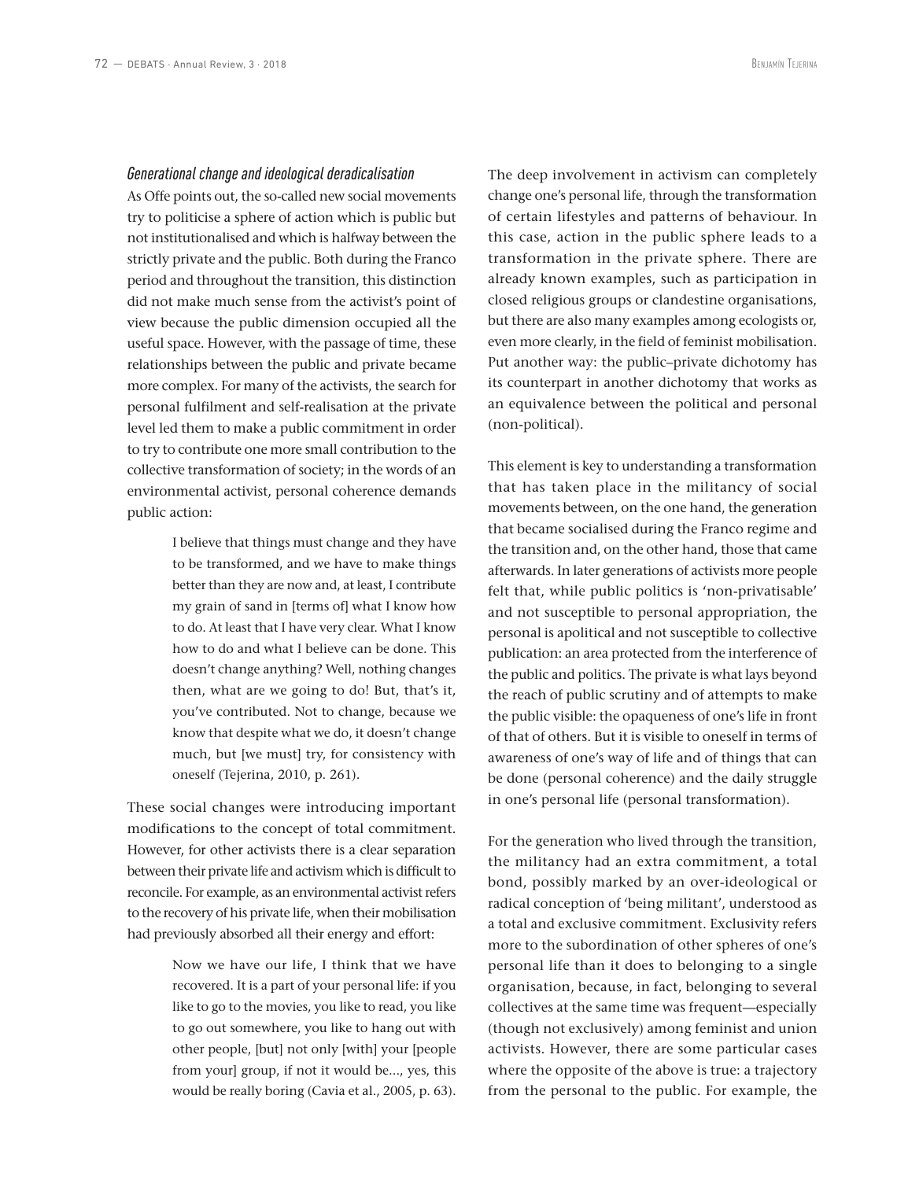### *Generational change and ideological deradicalisation*

As Offe points out, the so-called new social movements try to politicise a sphere of action which is public but not institutionalised and which is halfway between the strictly private and the public. Both during the Franco period and throughout the transition, this distinction did not make much sense from the activist's point of view because the public dimension occupied all the useful space. However, with the passage of time, these relationships between the public and private became more complex. For many of the activists, the search for personal fulfilment and self-realisation at the private level led them to make a public commitment in order to try to contribute one more small contribution to the collective transformation of society; in the words of an environmental activist, personal coherence demands public action:

> I believe that things must change and they have to be transformed, and we have to make things better than they are now and, at least, I contribute my grain of sand in [terms of] what I know how to do. At least that I have very clear. What I know how to do and what I believe can be done. This doesn't change anything? Well, nothing changes then, what are we going to do! But, that's it, you've contributed. Not to change, because we know that despite what we do, it doesn't change much, but [we must] try, for consistency with oneself (Tejerina, 2010, p. 261).

These social changes were introducing important modifications to the concept of total commitment. However, for other activists there is a clear separation between their private life and activism which is difficult to reconcile. For example, as an environmental activist refers to the recovery of his private life, when their mobilisation had previously absorbed all their energy and effort:

> Now we have our life, I think that we have recovered. It is a part of your personal life: if you like to go to the movies, you like to read, you like to go out somewhere, you like to hang out with other people, [but] not only [with] your [people from your] group, if not it would be..., yes, this would be really boring (Cavia et al., 2005, p. 63).

The deep involvement in activism can completely change one's personal life, through the transformation of certain lifestyles and patterns of behaviour. In this case, action in the public sphere leads to a transformation in the private sphere. There are already known examples, such as participation in closed religious groups or clandestine organisations, but there are also many examples among ecologists or, even more clearly, in the field of feminist mobilisation. Put another way: the public–private dichotomy has its counterpart in another dichotomy that works as an equivalence between the political and personal (non-political).

This element is key to understanding a transformation that has taken place in the militancy of social movements between, on the one hand, the generation that became socialised during the Franco regime and the transition and, on the other hand, those that came afterwards. In later generations of activists more people felt that, while public politics is 'non-privatisable' and not susceptible to personal appropriation, the personal is apolitical and not susceptible to collective publication: an area protected from the interference of the public and politics. The private is what lays beyond the reach of public scrutiny and of attempts to make the public visible: the opaqueness of one's life in front of that of others. But it is visible to oneself in terms of awareness of one's way of life and of things that can be done (personal coherence) and the daily struggle in one's personal life (personal transformation).

For the generation who lived through the transition, the militancy had an extra commitment, a total bond, possibly marked by an over-ideological or radical conception of 'being militant', understood as a total and exclusive commitment. Exclusivity refers more to the subordination of other spheres of one's personal life than it does to belonging to a single organisation, because, in fact, belonging to several collectives at the same time was frequent—especially (though not exclusively) among feminist and union activists. However, there are some particular cases where the opposite of the above is true: a trajectory from the personal to the public. For example, the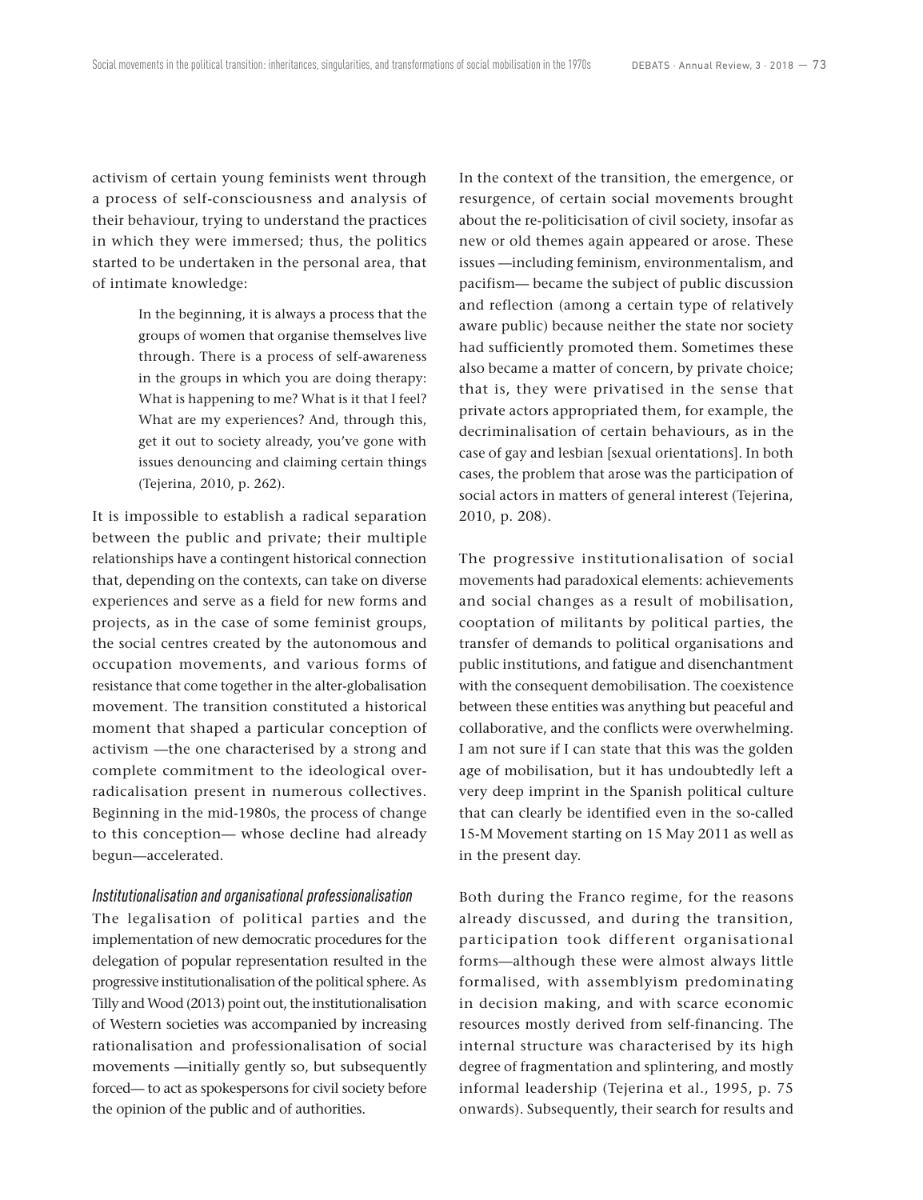activism of certain young feminists went through a process of self-consciousness and analysis of their behaviour, trying to understand the practices in which they were immersed; thus, the politics started to be undertaken in the personal area, that of intimate knowledge:

> In the beginning, it is always a process that the groups of women that organise themselves live through. There is a process of self-awareness in the groups in which you are doing therapy: What is happening to me? What is it that I feel? What are my experiences? And, through this, get it out to society already, you've gone with issues denouncing and claiming certain things (Tejerina, 2010, p. 262).

It is impossible to establish a radical separation between the public and private; their multiple relationships have a contingent historical connection that, depending on the contexts, can take on diverse experiences and serve as a field for new forms and projects, as in the case of some feminist groups, the social centres created by the autonomous and occupation movements, and various forms of resistance that come together in the alter-globalisation movement. The transition constituted a historical moment that shaped a particular conception of activism —the one characterised by a strong and complete commitment to the ideological over-radicalisation present in numerous collectives. Beginning in the mid-1980s, the process of change to this conception— whose decline had already begun—accelerated.

### *Institutionalisation and organisational professionalisation*

The legalisation of political parties and the implementation of new democratic procedures for the delegation of popular representation resulted in the progressive institutionalisation of the political sphere. As Tilly and Wood (2013) point out, the institutionalisation of Western societies was accompanied by increasing rationalisation and professionalisation of social movements —initially gently so, but subsequently forced— to act as spokespersons for civil society before the opinion of the public and of authorities.

In the context of the transition, the emergence, or resurgence, of certain social movements brought about the re-politicisation of civil society, insofar as new or old themes again appeared or arose. These issues —including feminism, environmentalism, and pacifism— became the subject of public discussion and reflection (among a certain type of relatively aware public) because neither the state nor society had sufficiently promoted them. Sometimes these also became a matter of concern, by private choice; that is, they were privatised in the sense that private actors appropriated them, for example, the decriminalisation of certain behaviours, as in the case of gay and lesbian [sexual orientations]. In both cases, the problem that arose was the participation of social actors in matters of general interest (Tejerina, 2010, p. 208).

The progressive institutionalisation of social movements had paradoxical elements: achievements and social changes as a result of mobilisation, cooptation of militants by political parties, the transfer of demands to political organisations and public institutions, and fatigue and disenchantment with the consequent demobilisation. The coexistence between these entities was anything but peaceful and collaborative, and the conflicts were overwhelming. I am not sure if I can state that this was the golden age of mobilisation, but it has undoubtedly left a very deep imprint in the Spanish political culture that can clearly be identified even in the so-called 15-M Movement starting on 15 May 2011 as well as in the present day.

Both during the Franco regime, for the reasons already discussed, and during the transition, participation took different organisational forms—although these were almost always little formalised, with assemblyism predominating in decision making, and with scarce economic resources mostly derived from self-financing. The internal structure was characterised by its high degree of fragmentation and splintering, and mostly informal leadership (Tejerina et al., 1995, p. 75 onwards). Subsequently, their search for results and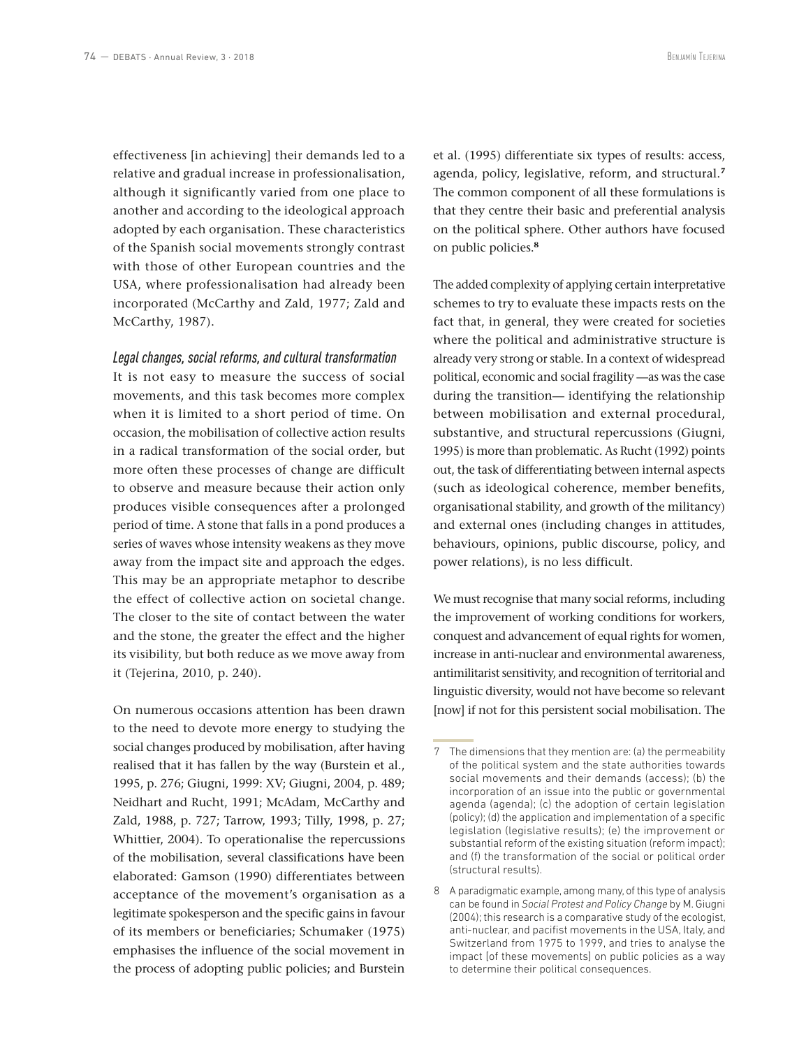effectiveness [in achieving] their demands led to a relative and gradual increase in professionalisation, although it significantly varied from one place to another and according to the ideological approach adopted by each organisation. These characteristics of the Spanish social movements strongly contrast with those of other European countries and the USA, where professionalisation had already been incorporated (McCarthy and Zald, 1977; Zald and McCarthy, 1987).

### *Legal changes, social reforms, and cultural transformation*

It is not easy to measure the success of social movements, and this task becomes more complex when it is limited to a short period of time. On occasion, the mobilisation of collective action results in a radical transformation of the social order, but more often these processes of change are difficult to observe and measure because their action only produces visible consequences after a prolonged period of time. A stone that falls in a pond produces a series of waves whose intensity weakens as they move away from the impact site and approach the edges. This may be an appropriate metaphor to describe the effect of collective action on societal change. The closer to the site of contact between the water and the stone, the greater the effect and the higher its visibility, but both reduce as we move away from it (Tejerina, 2010, p. 240).

On numerous occasions attention has been drawn to the need to devote more energy to studying the social changes produced by mobilisation, after having realised that it has fallen by the way (Burstein et al., 1995, p. 276; Giugni, 1999: XV; Giugni, 2004, p. 489; Neidhart and Rucht, 1991; McAdam, McCarthy and Zald, 1988, p. 727; Tarrow, 1993; Tilly, 1998, p. 27; Whittier, 2004). To operationalise the repercussions of the mobilisation, several classifications have been elaborated: Gamson (1990) differentiates between acceptance of the movement's organisation as a legitimate spokesperson and the specific gains in favour of its members or beneficiaries; Schumaker (1975) emphasises the influence of the social movement in the process of adopting public policies; and Burstein et al. (1995) differentiate six types of results: access, agenda, policy, legislative, reform, and structural.[7] The common component of all these formulations is that they centre their basic and preferential analysis on the political sphere. Other authors have focused on public policies.[8]

The added complexity of applying certain interpretative schemes to try to evaluate these impacts rests on the fact that, in general, they were created for societies where the political and administrative structure is already very strong or stable. In a context of widespread political, economic and social fragility —as was the case during the transition— identifying the relationship between mobilisation and external procedural, substantive, and structural repercussions (Giugni, 1995) is more than problematic. As Rucht (1992) points out, the task of differentiating between internal aspects (such as ideological coherence, member benefits, organisational stability, and growth of the militancy) and external ones (including changes in attitudes, behaviours, opinions, public discourse, policy, and power relations), is no less difficult.

We must recognise that many social reforms, including the improvement of working conditions for workers, conquest and advancement of equal rights for women, increase in anti-nuclear and environmental awareness, antimilitarist sensitivity, and recognition of territorial and linguistic diversity, would not have become so relevant [now] if not for this persistent social mobilisation. The

---

7 The dimensions that they mention are: (a) the permeability of the political system and the state authorities towards social movements and their demands (access); (b) the incorporation of an issue into the public or governmental agenda (agenda); (c) the adoption of certain legislation (policy); (d) the application and implementation of a specific legislation (legislative results); (e) the improvement or substantial reform of the existing situation (reform impact); and (f) the transformation of the social or political order (structural results).

8 A paradigmatic example, among many, of this type of analysis can be found in *Social Protest and Policy Change* by M. Giugni (2004); this research is a comparative study of the ecologist, anti-nuclear, and pacifist movements in the USA, Italy, and Switzerland from 1975 to 1999, and tries to analyse the impact [of these movements] on public policies as a way to determine their political consequences.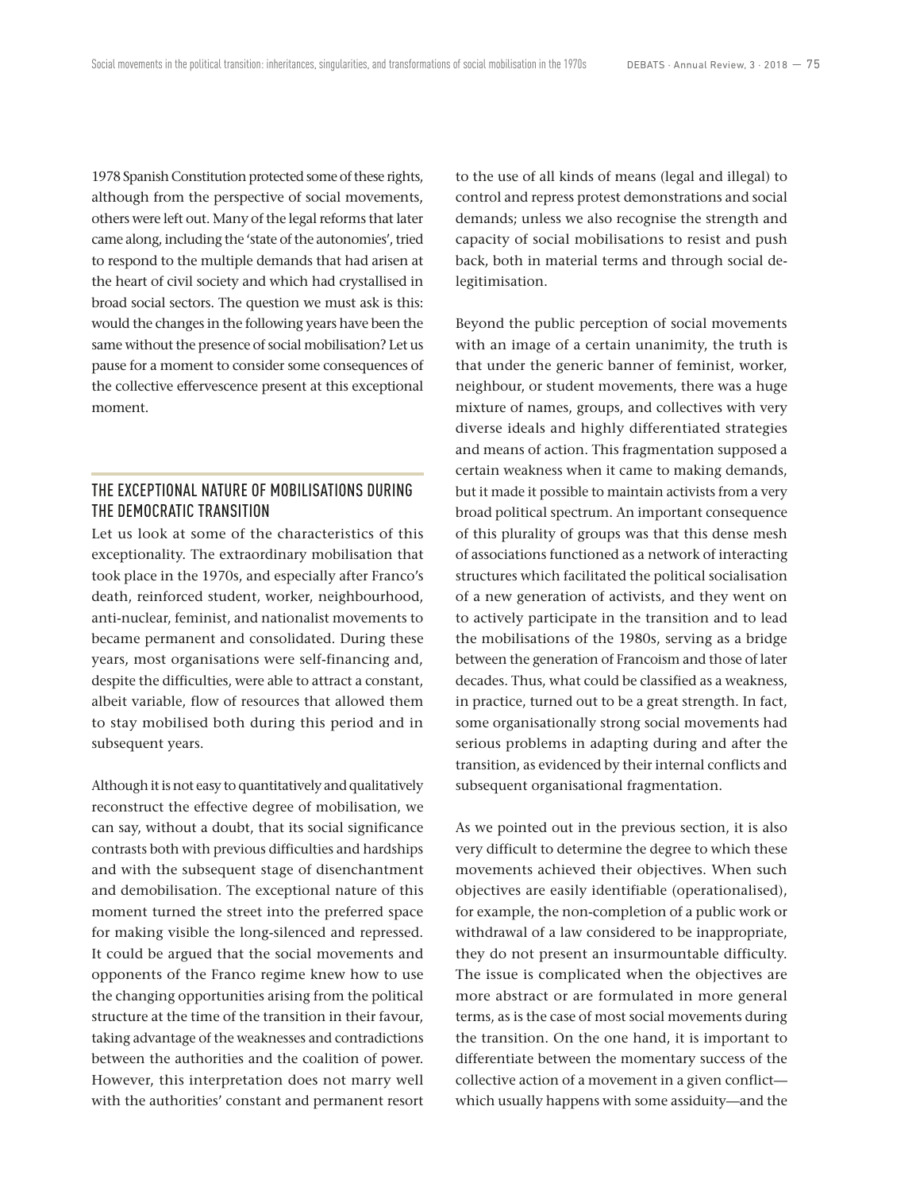1978 Spanish Constitution protected some of these rights, although from the perspective of social movements, others were left out. Many of the legal reforms that later came along, including the 'state of the autonomies', tried to respond to the multiple demands that had arisen at the heart of civil society and which had crystallised in broad social sectors. The question we must ask is this: would the changes in the following years have been the same without the presence of social mobilisation? Let us pause for a moment to consider some consequences of the collective effervescence present at this exceptional moment.

## THE EXCEPTIONAL NATURE OF MOBILISATIONS DURING THE DEMOCRATIC TRANSITION

Let us look at some of the characteristics of this exceptionality. The extraordinary mobilisation that took place in the 1970s, and especially after Franco's death, reinforced student, worker, neighbourhood, anti-nuclear, feminist, and nationalist movements to became permanent and consolidated. During these years, most organisations were self-financing and, despite the difficulties, were able to attract a constant, albeit variable, flow of resources that allowed them to stay mobilised both during this period and in subsequent years.

Although it is not easy to quantitatively and qualitatively reconstruct the effective degree of mobilisation, we can say, without a doubt, that its social significance contrasts both with previous difficulties and hardships and with the subsequent stage of disenchantment and demobilisation. The exceptional nature of this moment turned the street into the preferred space for making visible the long-silenced and repressed. It could be argued that the social movements and opponents of the Franco regime knew how to use the changing opportunities arising from the political structure at the time of the transition in their favour, taking advantage of the weaknesses and contradictions between the authorities and the coalition of power. However, this interpretation does not marry well with the authorities' constant and permanent resort to the use of all kinds of means (legal and illegal) to control and repress protest demonstrations and social demands; unless we also recognise the strength and capacity of social mobilisations to resist and push back, both in material terms and through social delegitimisation.

Beyond the public perception of social movements with an image of a certain unanimity, the truth is that under the generic banner of feminist, worker, neighbour, or student movements, there was a huge mixture of names, groups, and collectives with very diverse ideals and highly differentiated strategies and means of action. This fragmentation supposed a certain weakness when it came to making demands, but it made it possible to maintain activists from a very broad political spectrum. An important consequence of this plurality of groups was that this dense mesh of associations functioned as a network of interacting structures which facilitated the political socialisation of a new generation of activists, and they went on to actively participate in the transition and to lead the mobilisations of the 1980s, serving as a bridge between the generation of Francoism and those of later decades. Thus, what could be classified as a weakness, in practice, turned out to be a great strength. In fact, some organisationally strong social movements had serious problems in adapting during and after the transition, as evidenced by their internal conflicts and subsequent organisational fragmentation.

As we pointed out in the previous section, it is also very difficult to determine the degree to which these movements achieved their objectives. When such objectives are easily identifiable (operationalised), for example, the non-completion of a public work or withdrawal of a law considered to be inappropriate, they do not present an insurmountable difficulty. The issue is complicated when the objectives are more abstract or are formulated in more general terms, as is the case of most social movements during the transition. On the one hand, it is important to differentiate between the momentary success of the collective action of a movement in a given conflict—which usually happens with some assiduity—and the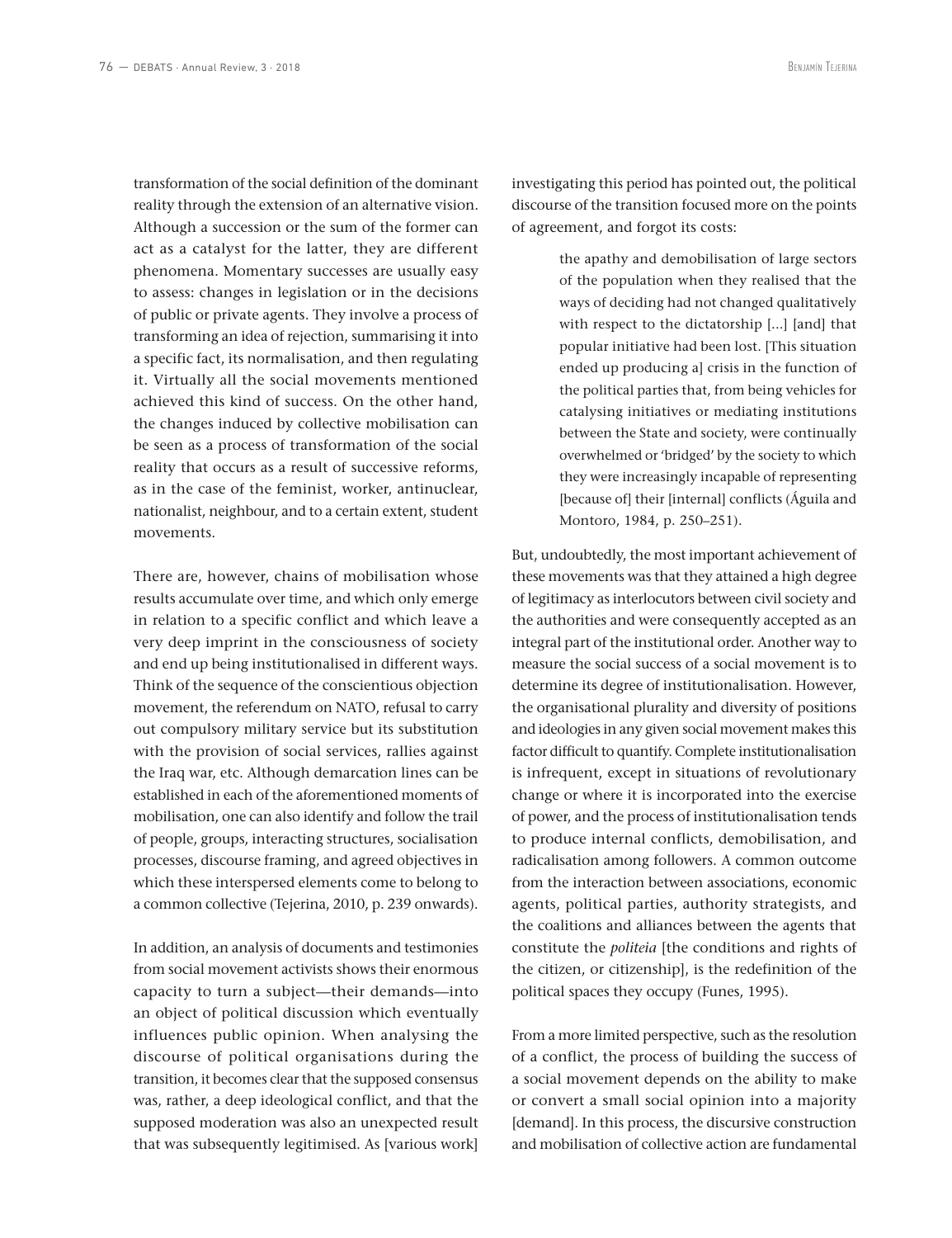transformation of the social definition of the dominant reality through the extension of an alternative vision. Although a succession or the sum of the former can act as a catalyst for the latter, they are different phenomena. Momentary successes are usually easy to assess: changes in legislation or in the decisions of public or private agents. They involve a process of transforming an idea of rejection, summarising it into a specific fact, its normalisation, and then regulating it. Virtually all the social movements mentioned achieved this kind of success. On the other hand, the changes induced by collective mobilisation can be seen as a process of transformation of the social reality that occurs as a result of successive reforms, as in the case of the feminist, worker, antinuclear, nationalist, neighbour, and to a certain extent, student movements.

There are, however, chains of mobilisation whose results accumulate over time, and which only emerge in relation to a specific conflict and which leave a very deep imprint in the consciousness of society and end up being institutionalised in different ways. Think of the sequence of the conscientious objection movement, the referendum on NATO, refusal to carry out compulsory military service but its substitution with the provision of social services, rallies against the Iraq war, etc. Although demarcation lines can be established in each of the aforementioned moments of mobilisation, one can also identify and follow the trail of people, groups, interacting structures, socialisation processes, discourse framing, and agreed objectives in which these interspersed elements come to belong to a common collective (Tejerina, 2010, p. 239 onwards).

In addition, an analysis of documents and testimonies from social movement activists shows their enormous capacity to turn a subject—their demands—into an object of political discussion which eventually influences public opinion. When analysing the discourse of political organisations during the transition, it becomes clear that the supposed consensus was, rather, a deep ideological conflict, and that the supposed moderation was also an unexpected result that was subsequently legitimised. As [various work] investigating this period has pointed out, the political discourse of the transition focused more on the points of agreement, and forgot its costs:

> the apathy and demobilisation of large sectors of the population when they realised that the ways of deciding had not changed qualitatively with respect to the dictatorship [...] [and] that popular initiative had been lost. [This situation ended up producing a] crisis in the function of the political parties that, from being vehicles for catalysing initiatives or mediating institutions between the State and society, were continually overwhelmed or 'bridged' by the society to which they were increasingly incapable of representing [because of] their [internal] conflicts (Águila and Montoro, 1984, p. 250–251).

But, undoubtedly, the most important achievement of these movements was that they attained a high degree of legitimacy as interlocutors between civil society and the authorities and were consequently accepted as an integral part of the institutional order. Another way to measure the social success of a social movement is to determine its degree of institutionalisation. However, the organisational plurality and diversity of positions and ideologies in any given social movement makes this factor difficult to quantify. Complete institutionalisation is infrequent, except in situations of revolutionary change or where it is incorporated into the exercise of power, and the process of institutionalisation tends to produce internal conflicts, demobilisation, and radicalisation among followers. A common outcome from the interaction between associations, economic agents, political parties, authority strategists, and the coalitions and alliances between the agents that constitute the *politeia* [the conditions and rights of the citizen, or citizenship], is the redefinition of the political spaces they occupy (Funes, 1995).

From a more limited perspective, such as the resolution of a conflict, the process of building the success of a social movement depends on the ability to make or convert a small social opinion into a majority [demand]. In this process, the discursive construction and mobilisation of collective action are fundamental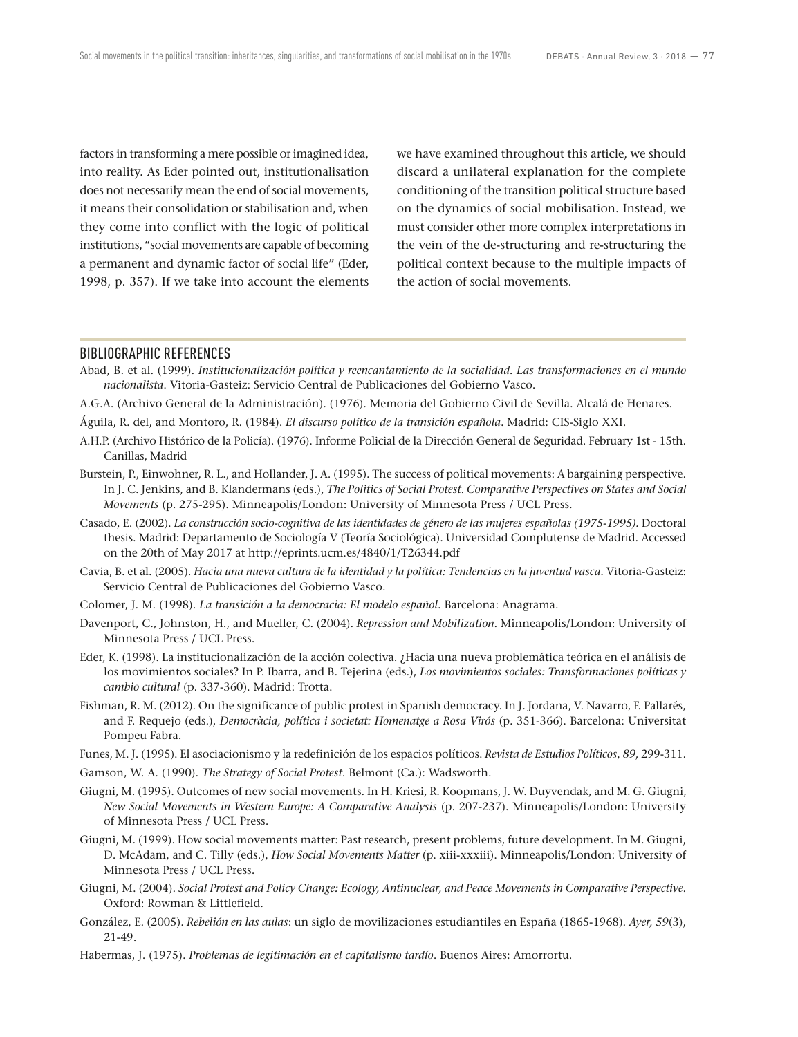factors in transforming a mere possible or imagined idea, into reality. As Eder pointed out, institutionalisation does not necessarily mean the end of social movements, it means their consolidation or stabilisation and, when they come into conflict with the logic of political institutions, "social movements are capable of becoming a permanent and dynamic factor of social life" (Eder, 1998, p. 357). If we take into account the elements we have examined throughout this article, we should discard a unilateral explanation for the complete conditioning of the transition political structure based on the dynamics of social mobilisation. Instead, we must consider other more complex interpretations in the vein of the de-structuring and re-structuring the political context because to the multiple impacts of the action of social movements.

## BIBLIOGRAPHIC REFERENCES

Abad, B. et al. (1999). *Institucionalización política y reencantamiento de la socialidad. Las transformaciones en el mundo nacionalista*. Vitoria-Gasteiz: Servicio Central de Publicaciones del Gobierno Vasco.

A.G.A. (Archivo General de la Administración). (1976). Memoria del Gobierno Civil de Sevilla. Alcalá de Henares.

Águila, R. del, and Montoro, R. (1984). *El discurso político de la transición española*. Madrid: CIS-Siglo XXI.

A.H.P. (Archivo Histórico de la Policía). (1976). Informe Policial de la Dirección General de Seguridad. February 1st - 15th. Canillas, Madrid

Burstein, P., Einwohner, R. L., and Hollander, J. A. (1995). The success of political movements: A bargaining perspective. In J. C. Jenkins, and B. Klandermans (eds.), *The Politics of Social Protest. Comparative Perspectives on States and Social Movements* (p. 275-295). Minneapolis/London: University of Minnesota Press / UCL Press.

Casado, E. (2002). *La construcción socio-cognitiva de las identidades de género de las mujeres españolas (1975-1995)*. Doctoral thesis. Madrid: Departamento de Sociología V (Teoría Sociológica). Universidad Complutense de Madrid. Accessed on the 20th of May 2017 at http://eprints.ucm.es/4840/1/T26344.pdf

Cavia, B. et al. (2005). *Hacia una nueva cultura de la identidad y la política: Tendencias en la juventud vasca*. Vitoria-Gasteiz: Servicio Central de Publicaciones del Gobierno Vasco.

Colomer, J. M. (1998). *La transición a la democracia: El modelo español*. Barcelona: Anagrama.

Davenport, C., Johnston, H., and Mueller, C. (2004). *Repression and Mobilization*. Minneapolis/London: University of Minnesota Press / UCL Press.

Eder, K. (1998). La institucionalización de la acción colectiva. ¿Hacia una nueva problemática teórica en el análisis de los movimientos sociales? In P. Ibarra, and B. Tejerina (eds.), *Los movimientos sociales: Transformaciones políticas y cambio cultural* (p. 337-360). Madrid: Trotta.

Fishman, R. M. (2012). On the significance of public protest in Spanish democracy. In J. Jordana, V. Navarro, F. Pallarés, and F. Requejo (eds.), *Democràcia, política i societat: Homenatge a Rosa Virós* (p. 351-366). Barcelona: Universitat Pompeu Fabra.

Funes, M. J. (1995). El asociacionismo y la redefinición de los espacios políticos. *Revista de Estudios Políticos*, *89*, 299-311.

Gamson, W. A. (1990). *The Strategy of Social Protest*. Belmont (Ca.): Wadsworth.

Giugni, M. (1995). Outcomes of new social movements. In H. Kriesi, R. Koopmans, J. W. Duyvendak, and M. G. Giugni, *New Social Movements in Western Europe: A Comparative Analysis* (p. 207-237). Minneapolis/London: University of Minnesota Press / UCL Press.

Giugni, M. (1999). How social movements matter: Past research, present problems, future development. In M. Giugni, D. McAdam, and C. Tilly (eds.), *How Social Movements Matter* (p. xiii-xxxiii). Minneapolis/London: University of Minnesota Press / UCL Press.

Giugni, M. (2004). *Social Protest and Policy Change: Ecology, Antinuclear, and Peace Movements in Comparative Perspective*. Oxford: Rowman & Littlefield.

González, E. (2005). *Rebelión en las aulas*: un siglo de movilizaciones estudiantiles en España (1865-1968). *Ayer, 59*(3), 21-49.

Habermas, J. (1975). *Problemas de legitimación en el capitalismo tardío*. Buenos Aires: Amorrortu.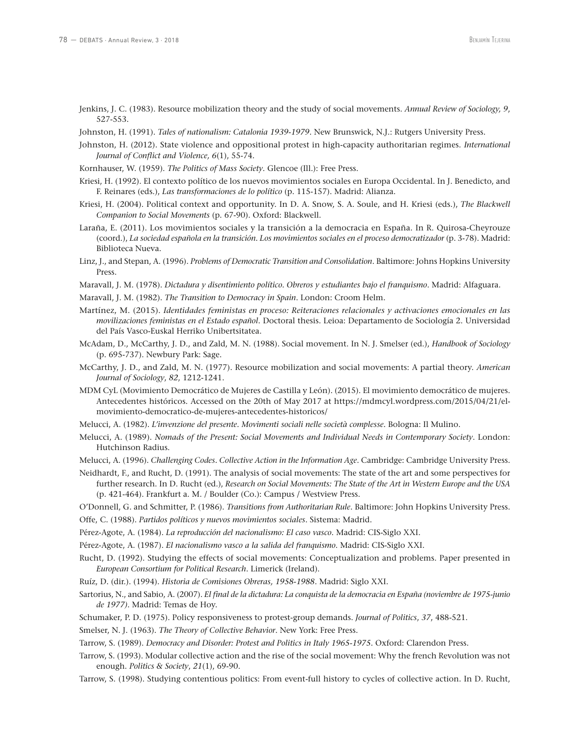Jenkins, J. C. (1983). Resource mobilization theory and the study of social movements. *Annual Review of Sociology, 9*, 527-553.

Johnston, H. (1991). *Tales of nationalism: Catalonia 1939-1979*. New Brunswick, N.J.: Rutgers University Press.

Johnston, H. (2012). State violence and oppositional protest in high-capacity authoritarian regimes. *International Journal of Conflict and Violence, 6*(1), 55-74.

Kornhauser, W. (1959). *The Politics of Mass Society*. Glencoe (Ill.): Free Press.

Kriesi, H. (1992). El contexto político de los nuevos movimientos sociales en Europa Occidental. In J. Benedicto, and F. Reinares (eds.), *Las transformaciones de lo político* (p. 115-157). Madrid: Alianza.

Kriesi, H. (2004). Political context and opportunity. In D. A. Snow, S. A. Soule, and H. Kriesi (eds.), *The Blackwell Companion to Social Movements* (p. 67-90). Oxford: Blackwell.

Laraña, E. (2011). Los movimientos sociales y la transición a la democracia en España. In R. Quirosa-Cheyrouze (coord.), *La sociedad española en la transición. Los movimientos sociales en el proceso democratizador* (p. 3-78). Madrid: Biblioteca Nueva.

Linz, J., and Stepan, A. (1996). *Problems of Democratic Transition and Consolidation*. Baltimore: Johns Hopkins University Press.

Maravall, J. M. (1978). *Dictadura y disentimiento político. Obreros y estudiantes bajo el franquismo*. Madrid: Alfaguara.

Maravall, J. M. (1982). *The Transition to Democracy in Spain*. London: Croom Helm.

Martínez, M. (2015). *Identidades feministas en proceso: Reiteraciones relacionales y activaciones emocionales en las movilizaciones feministas en el Estado español*. Doctoral thesis. Leioa: Departamento de Sociología 2. Universidad del País Vasco-Euskal Herriko Unibertsitatea.

McAdam, D., McCarthy, J. D., and Zald, M. N. (1988). Social movement. In N. J. Smelser (ed.), *Handbook of Sociology* (p. 695-737). Newbury Park: Sage.

McCarthy, J. D., and Zald, M. N. (1977). Resource mobilization and social movements: A partial theory. *American Journal of Sociology*, *82*, 1212-1241.

MDM CyL (Movimiento Democrático de Mujeres de Castilla y León). (2015). El movimiento democrático de mujeres. Antecedentes históricos. Accessed on the 20th of May 2017 at https://mdmcyl.wordpress.com/2015/04/21/el-movimiento-democratico-de-mujeres-antecedentes-historicos/

Melucci, A. (1982). *L'invenzione del presente. Movimenti sociali nelle società complesse*. Bologna: Il Mulino.

Melucci, A. (1989). *Nomads of the Present: Social Movements and Individual Needs in Contemporary Society*. London: Hutchinson Radius.

Melucci, A. (1996). *Challenging Codes. Collective Action in the Information Age*. Cambridge: Cambridge University Press.

Neidhardt, F., and Rucht, D. (1991). The analysis of social movements: The state of the art and some perspectives for further research. In D. Rucht (ed.), *Research on Social Movements: The State of the Art in Western Europe and the USA* (p. 421-464). Frankfurt a. M. / Boulder (Co.): Campus / Westview Press.

O'Donnell, G. and Schmitter, P. (1986). *Transitions from Authoritarian Rule*. Baltimore: John Hopkins University Press.

Offe, C. (1988). *Partidos políticos y nuevos movimientos sociales*. Sistema: Madrid.

Pérez-Agote, A. (1984). *La reproducción del nacionalismo: El caso vasco*. Madrid: CIS-Siglo XXI.

Pérez-Agote, A. (1987). *El nacionalismo vasco a la salida del franquismo*. Madrid: CIS-Siglo XXI.

Rucht, D. (1992). Studying the effects of social movements: Conceptualization and problems. Paper presented in *European Consortium for Political Research*. Limerick (Ireland).

Ruíz, D. (dir.). (1994). *Historia de Comisiones Obreras, 1958-1988*. Madrid: Siglo XXI.

Sartorius, N., and Sabio, A. (2007). *El final de la dictadura: La conquista de la democracia en España (noviembre de 1975-junio de 1977)*. Madrid: Temas de Hoy.

Schumaker, P. D. (1975). Policy responsiveness to protest-group demands. *Journal of Politics*, *37*, 488-521.

Smelser, N. J. (1963). *The Theory of Collective Behavior*. New York: Free Press.

Tarrow, S. (1989). *Democracy and Disorder: Protest and Politics in Italy 1965-1975*. Oxford: Clarendon Press.

Tarrow, S. (1993). Modular collective action and the rise of the social movement: Why the french Revolution was not enough. *Politics & Society*, *21*(1), 69-90.

Tarrow, S. (1998). Studying contentious politics: From event-full history to cycles of collective action. In D. Rucht,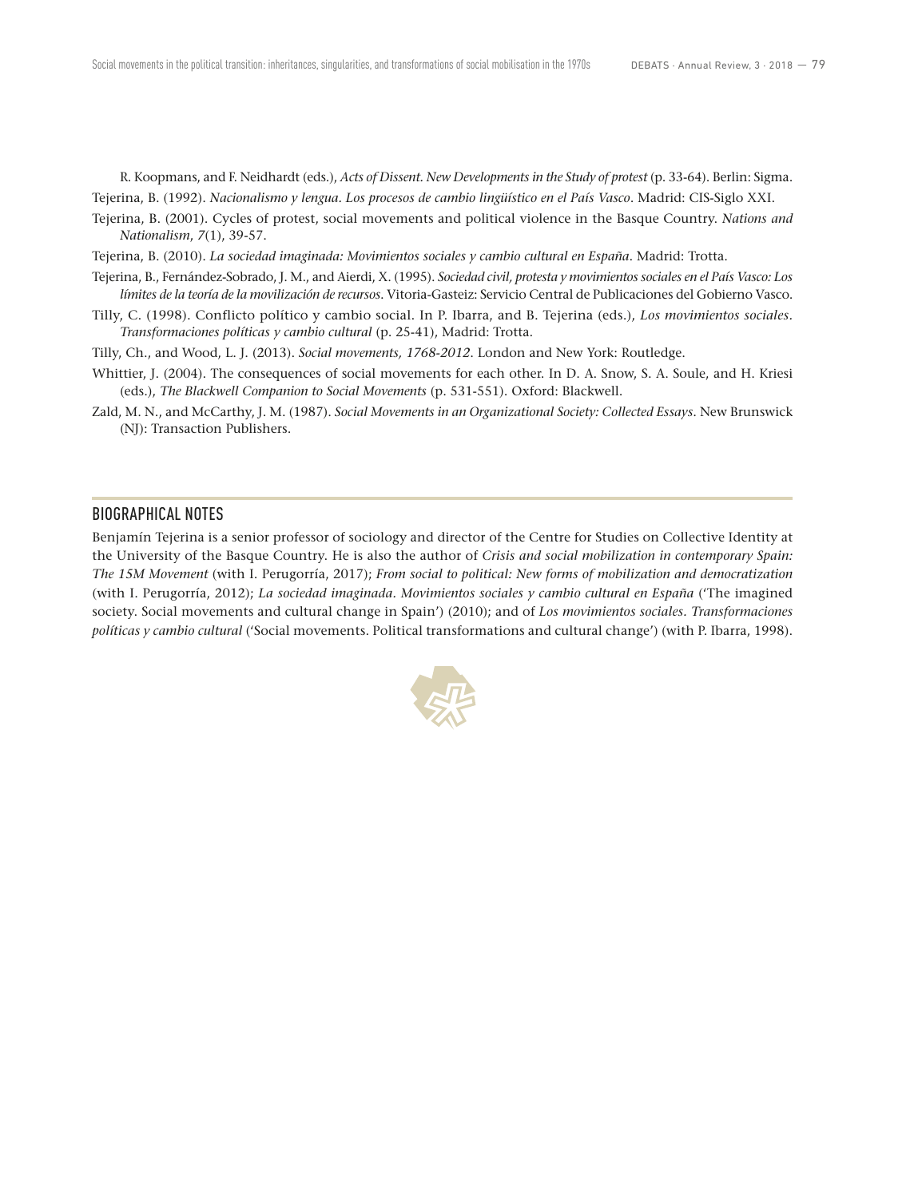R. Koopmans, and F. Neidhardt (eds.), *Acts of Dissent. New Developments in the Study of protest* (p. 33-64). Berlin: Sigma.

Tejerina, B. (1992). *Nacionalismo y lengua. Los procesos de cambio lingüístico en el País Vasco*. Madrid: CIS-Siglo XXI.

Tejerina, B. (2001). Cycles of protest, social movements and political violence in the Basque Country. *Nations and Nationalism*, *7*(1), 39-57.

Tejerina, B. (2010). *La sociedad imaginada: Movimientos sociales y cambio cultural en España*. Madrid: Trotta.

Tejerina, B., Fernández-Sobrado, J. M., and Aierdi, X. (1995). *Sociedad civil, protesta y movimientos sociales en el País Vasco: Los límites de la teoría de la movilización de recursos*. Vitoria-Gasteiz: Servicio Central de Publicaciones del Gobierno Vasco.

Tilly, C. (1998). Conflicto político y cambio social. In P. Ibarra, and B. Tejerina (eds.), *Los movimientos sociales. Transformaciones políticas y cambio cultural* (p. 25-41), Madrid: Trotta.

Tilly, Ch., and Wood, L. J. (2013). *Social movements, 1768-2012*. London and New York: Routledge.

Whittier, J. (2004). The consequences of social movements for each other. In D. A. Snow, S. A. Soule, and H. Kriesi (eds.), *The Blackwell Companion to Social Movements* (p. 531-551). Oxford: Blackwell.

Zald, M. N., and McCarthy, J. M. (1987). *Social Movements in an Organizational Society: Collected Essays*. New Brunswick (NJ): Transaction Publishers.

## BIOGRAPHICAL NOTES

Benjamín Tejerina is a senior professor of sociology and director of the Centre for Studies on Collective Identity at the University of the Basque Country. He is also the author of *Crisis and social mobilization in contemporary Spain: The 15M Movement* (with I. Perugorría, 2017); *From social to political: New forms of mobilization and democratization* (with I. Perugorría, 2012); *La sociedad imaginada. Movimientos sociales y cambio cultural en España* ('The imagined society. Social movements and cultural change in Spain') (2010); and of *Los movimientos sociales. Transformaciones políticas y cambio cultural* ('Social movements. Political transformations and cultural change') (with P. Ibarra, 1998).